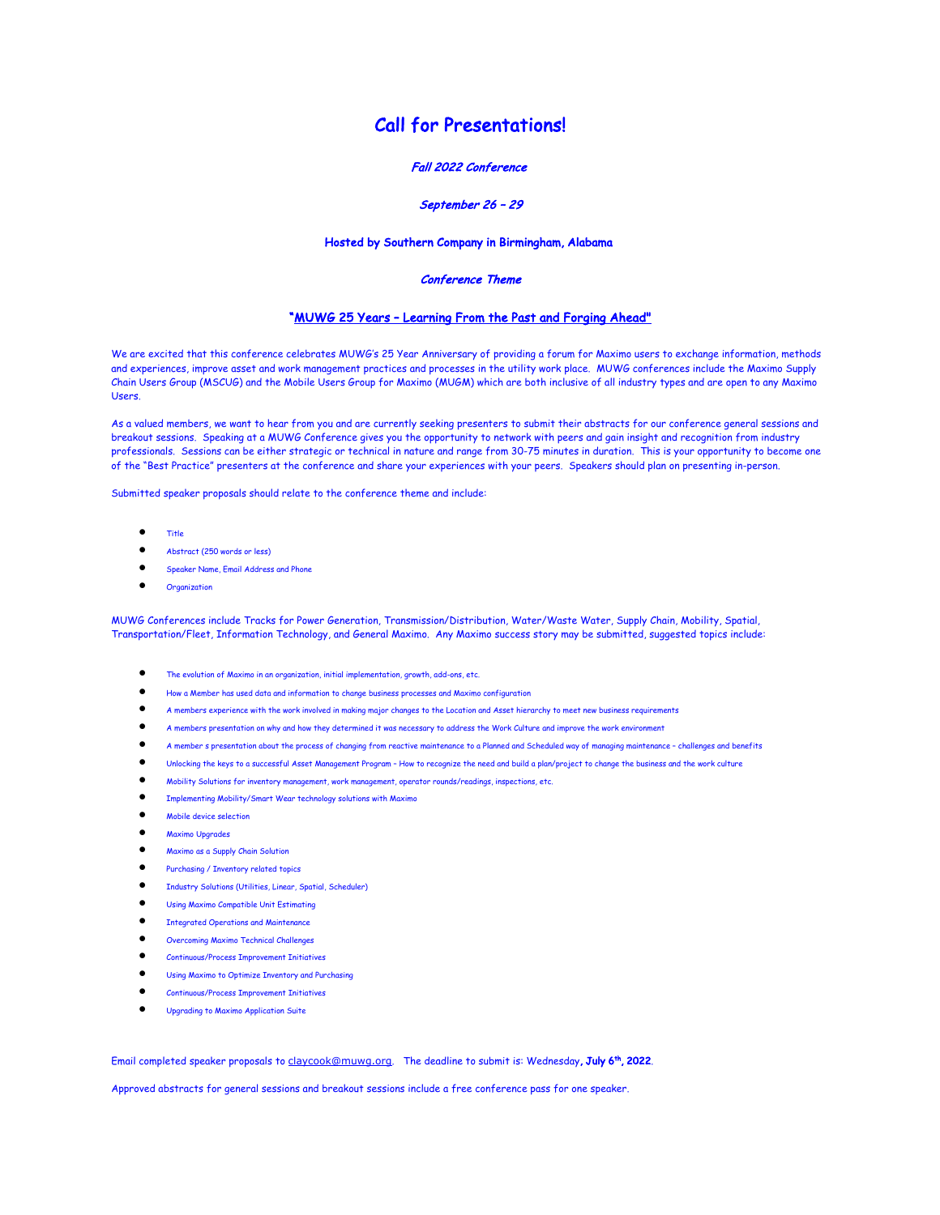# Call for Presentations!

***Fall 2022 Conference***

***September 26 – 29***

**Hosted by Southern Company in Birmingham, Alabama**

***Conference Theme***

**"MUWG 25 Years – Learning From the Past and Forging Ahead"**

We are excited that this conference celebrates MUWG's 25 Year Anniversary of providing a forum for Maximo users to exchange information, methods and experiences, improve asset and work management practices and processes in the utility work place. MUWG conferences include the Maximo Supply Chain Users Group (MSCUG) and the Mobile Users Group for Maximo (MUGM) which are both inclusive of all industry types and are open to any Maximo Users.

As a valued members, we want to hear from you and are currently seeking presenters to submit their abstracts for our conference general sessions and breakout sessions. Speaking at a MUWG Conference gives you the opportunity to network with peers and gain insight and recognition from industry professionals. Sessions can be either strategic or technical in nature and range from 30-75 minutes in duration. This is your opportunity to become one of the "Best Practice" presenters at the conference and share your experiences with your peers. Speakers should plan on presenting in-person.

Submitted speaker proposals should relate to the conference theme and include:

- Title
- Abstract (250 words or less)
- Speaker Name, Email Address and Phone
- Organization

MUWG Conferences include Tracks for Power Generation, Transmission/Distribution, Water/Waste Water, Supply Chain, Mobility, Spatial, Transportation/Fleet, Information Technology, and General Maximo. Any Maximo success story may be submitted, suggested topics include:

- The evolution of Maximo in an organization, initial implementation, growth, add-ons, etc.
- How a Member has used data and information to change business processes and Maximo configuration
- A members experience with the work involved in making major changes to the Location and Asset hierarchy to meet new business requirements
- A members presentation on why and how they determined it was necessary to address the Work Culture and improve the work environment
- A member s presentation about the process of changing from reactive maintenance to a Planned and Scheduled way of managing maintenance – challenges and benefits
- Unlocking the keys to a successful Asset Management Program – How to recognize the need and build a plan/project to change the business and the work culture
- Mobility Solutions for inventory management, work management, operator rounds/readings, inspections, etc.
- Implementing Mobility/Smart Wear technology solutions with Maximo
- Mobile device selection
- Maximo Upgrades
- Maximo as a Supply Chain Solution
- Purchasing / Inventory related topics
- Industry Solutions (Utilities, Linear, Spatial, Scheduler)
- Using Maximo Compatible Unit Estimating
- Integrated Operations and Maintenance
- Overcoming Maximo Technical Challenges
- Continuous/Process Improvement Initiatives
- Using Maximo to Optimize Inventory and Purchasing
- Continuous/Process Improvement Initiatives
- Upgrading to Maximo Application Suite

Email completed speaker proposals to claycook@muwg.org. The deadline to submit is: Wednesday**, July 6th, 2022**.

Approved abstracts for general sessions and breakout sessions include a free conference pass for one speaker.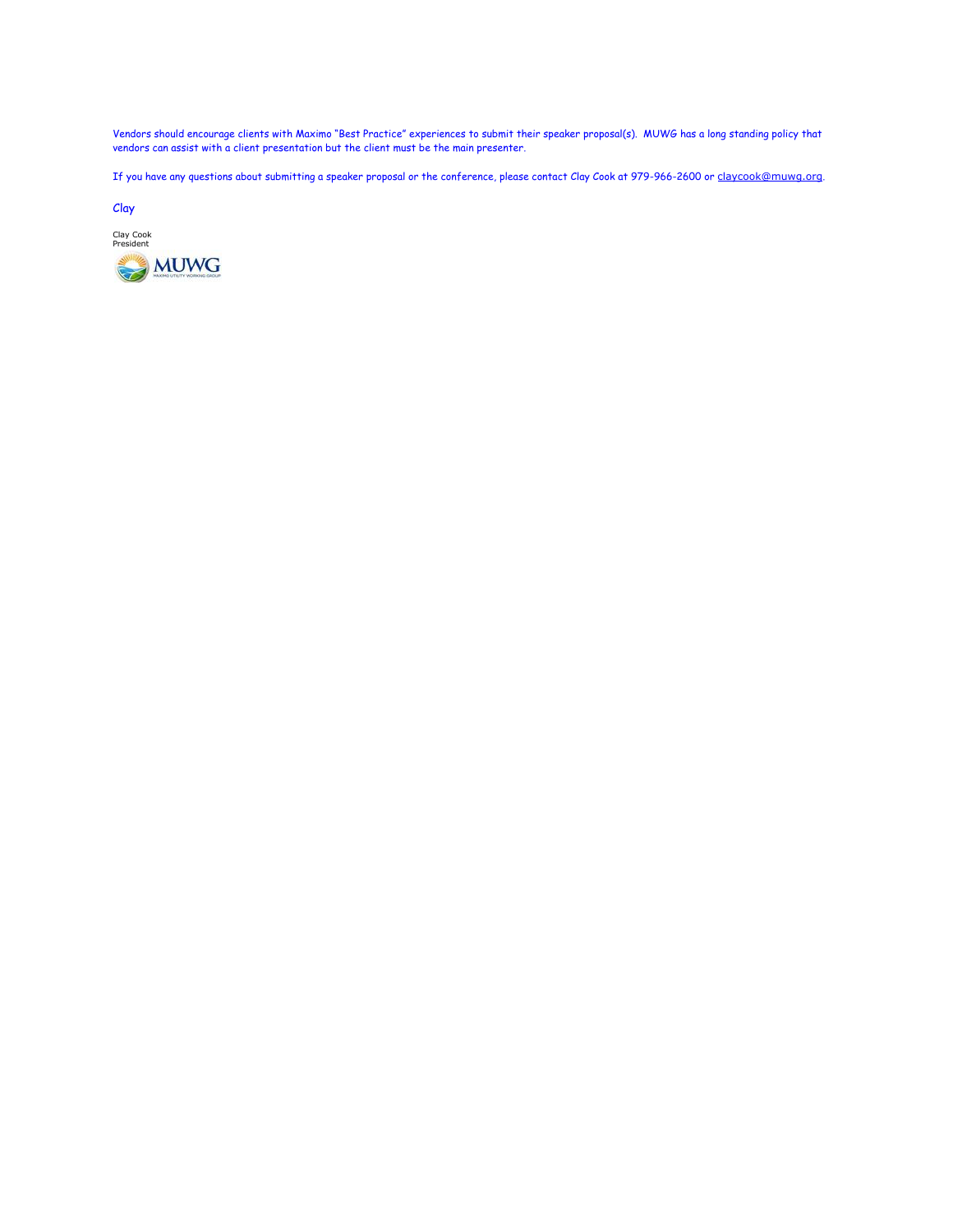Vendors should encourage clients with Maximo "Best Practice" experiences to submit their speaker proposal(s). MUWG has a long standing policy that vendors can assist with a client presentation but the client must be the main presenter.

If you have any questions about submitting a speaker proposal or the conference, please contact Clay Cook at 979-966-2600 or claycook@muwg.org.

Clay

Clay Cook
President

MUWG
MAXIMO UTILITY WORKING GROUP